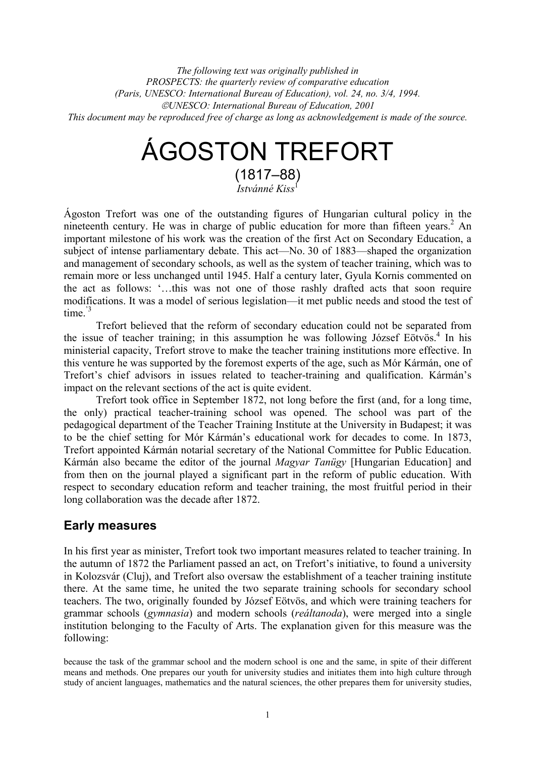*The following text was originally published in*
*PROSPECTS: the quarterly review of comparative education*
*(Paris, UNESCO: International Bureau of Education), vol. 24, no. 3/4, 1994.*
*©UNESCO: International Bureau of Education, 2001*
*This document may be reproduced free of charge as long as acknowledgement is made of the source.*

# ÁGOSTON TREFORT

(1817–88)

*Istvánné Kiss*[1]

Ágoston Trefort was one of the outstanding figures of Hungarian cultural policy in the nineteenth century. He was in charge of public education for more than fifteen years.[2] An important milestone of his work was the creation of the first Act on Secondary Education, a subject of intense parliamentary debate. This act—No. 30 of 1883—shaped the organization and management of secondary schools, as well as the system of teacher training, which was to remain more or less unchanged until 1945. Half a century later, Gyula Kornis commented on the act as follows: '…this was not one of those rashly drafted acts that soon require modifications. It was a model of serious legislation—it met public needs and stood the test of time.'[3]

Trefort believed that the reform of secondary education could not be separated from the issue of teacher training; in this assumption he was following József Eötvös.[4] In his ministerial capacity, Trefort strove to make the teacher training institutions more effective. In this venture he was supported by the foremost experts of the age, such as Mór Kármán, one of Trefort's chief advisors in issues related to teacher-training and qualification. Kármán's impact on the relevant sections of the act is quite evident.

Trefort took office in September 1872, not long before the first (and, for a long time, the only) practical teacher-training school was opened. The school was part of the pedagogical department of the Teacher Training Institute at the University in Budapest; it was to be the chief setting for Mór Kármán's educational work for decades to come. In 1873, Trefort appointed Kármán notarial secretary of the National Committee for Public Education. Kármán also became the editor of the journal *Magyar Tanügy* [Hungarian Education] and from then on the journal played a significant part in the reform of public education. With respect to secondary education reform and teacher training, the most fruitful period in their long collaboration was the decade after 1872.

## Early measures

In his first year as minister, Trefort took two important measures related to teacher training. In the autumn of 1872 the Parliament passed an act, on Trefort's initiative, to found a university in Kolozsvár (Cluj), and Trefort also oversaw the establishment of a teacher training institute there. At the same time, he united the two separate training schools for secondary school teachers. The two, originally founded by József Eötvös, and which were training teachers for grammar schools (*gymnasia*) and modern schools (*reáltanoda*), were merged into a single institution belonging to the Faculty of Arts. The explanation given for this measure was the following:

because the task of the grammar school and the modern school is one and the same, in spite of their different means and methods. One prepares our youth for university studies and initiates them into high culture through study of ancient languages, mathematics and the natural sciences, the other prepares them for university studies,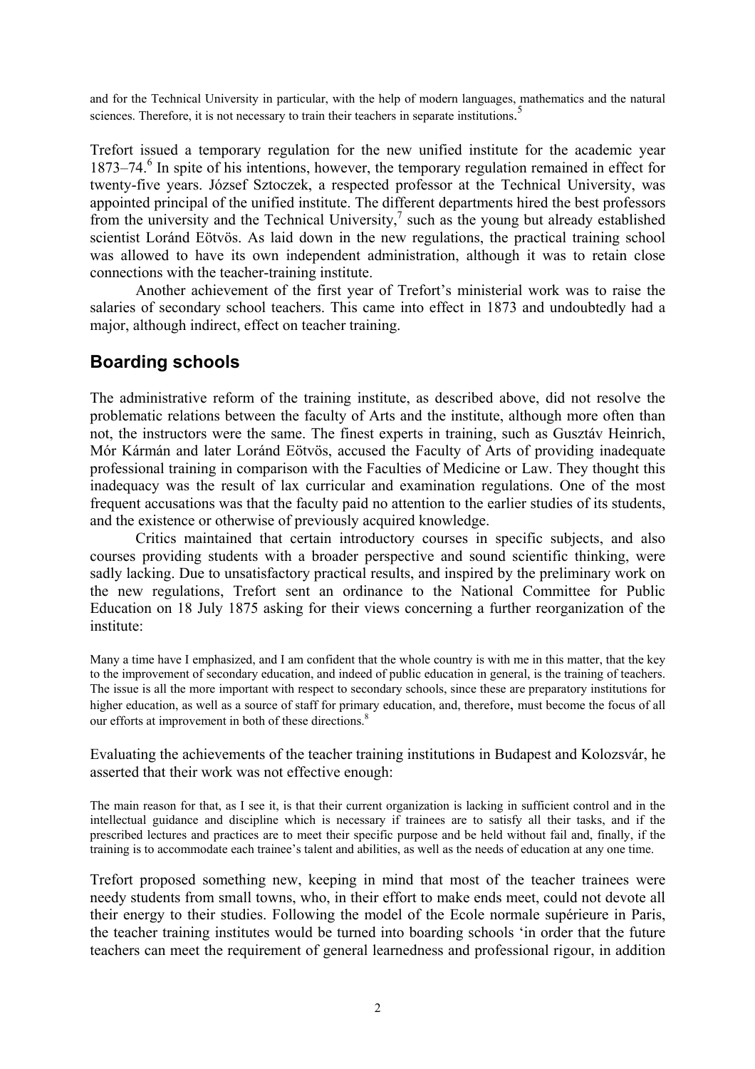and for the Technical University in particular, with the help of modern languages, mathematics and the natural sciences. Therefore, it is not necessary to train their teachers in separate institutions.[5]

Trefort issued a temporary regulation for the new unified institute for the academic year 1873–74.[6] In spite of his intentions, however, the temporary regulation remained in effect for twenty-five years. József Sztoczek, a respected professor at the Technical University, was appointed principal of the unified institute. The different departments hired the best professors from the university and the Technical University,[7] such as the young but already established scientist Loránd Eötvös. As laid down in the new regulations, the practical training school was allowed to have its own independent administration, although it was to retain close connections with the teacher-training institute.

Another achievement of the first year of Trefort's ministerial work was to raise the salaries of secondary school teachers. This came into effect in 1873 and undoubtedly had a major, although indirect, effect on teacher training.

## Boarding schools

The administrative reform of the training institute, as described above, did not resolve the problematic relations between the faculty of Arts and the institute, although more often than not, the instructors were the same. The finest experts in training, such as Gusztáv Heinrich, Mór Kármán and later Loránd Eötvös, accused the Faculty of Arts of providing inadequate professional training in comparison with the Faculties of Medicine or Law. They thought this inadequacy was the result of lax curricular and examination regulations. One of the most frequent accusations was that the faculty paid no attention to the earlier studies of its students, and the existence or otherwise of previously acquired knowledge.

Critics maintained that certain introductory courses in specific subjects, and also courses providing students with a broader perspective and sound scientific thinking, were sadly lacking. Due to unsatisfactory practical results, and inspired by the preliminary work on the new regulations, Trefort sent an ordinance to the National Committee for Public Education on 18 July 1875 asking for their views concerning a further reorganization of the institute:

> Many a time have I emphasized, and I am confident that the whole country is with me in this matter, that the key to the improvement of secondary education, and indeed of public education in general, is the training of teachers. The issue is all the more important with respect to secondary schools, since these are preparatory institutions for higher education, as well as a source of staff for primary education, and, therefore, must become the focus of all our efforts at improvement in both of these directions.[8]

Evaluating the achievements of the teacher training institutions in Budapest and Kolozsvár, he asserted that their work was not effective enough:

> The main reason for that, as I see it, is that their current organization is lacking in sufficient control and in the intellectual guidance and discipline which is necessary if trainees are to satisfy all their tasks, and if the prescribed lectures and practices are to meet their specific purpose and be held without fail and, finally, if the training is to accommodate each trainee's talent and abilities, as well as the needs of education at any one time.

Trefort proposed something new, keeping in mind that most of the teacher trainees were needy students from small towns, who, in their effort to make ends meet, could not devote all their energy to their studies. Following the model of the Ecole normale supérieure in Paris, the teacher training institutes would be turned into boarding schools 'in order that the future teachers can meet the requirement of general learnedness and professional rigour, in addition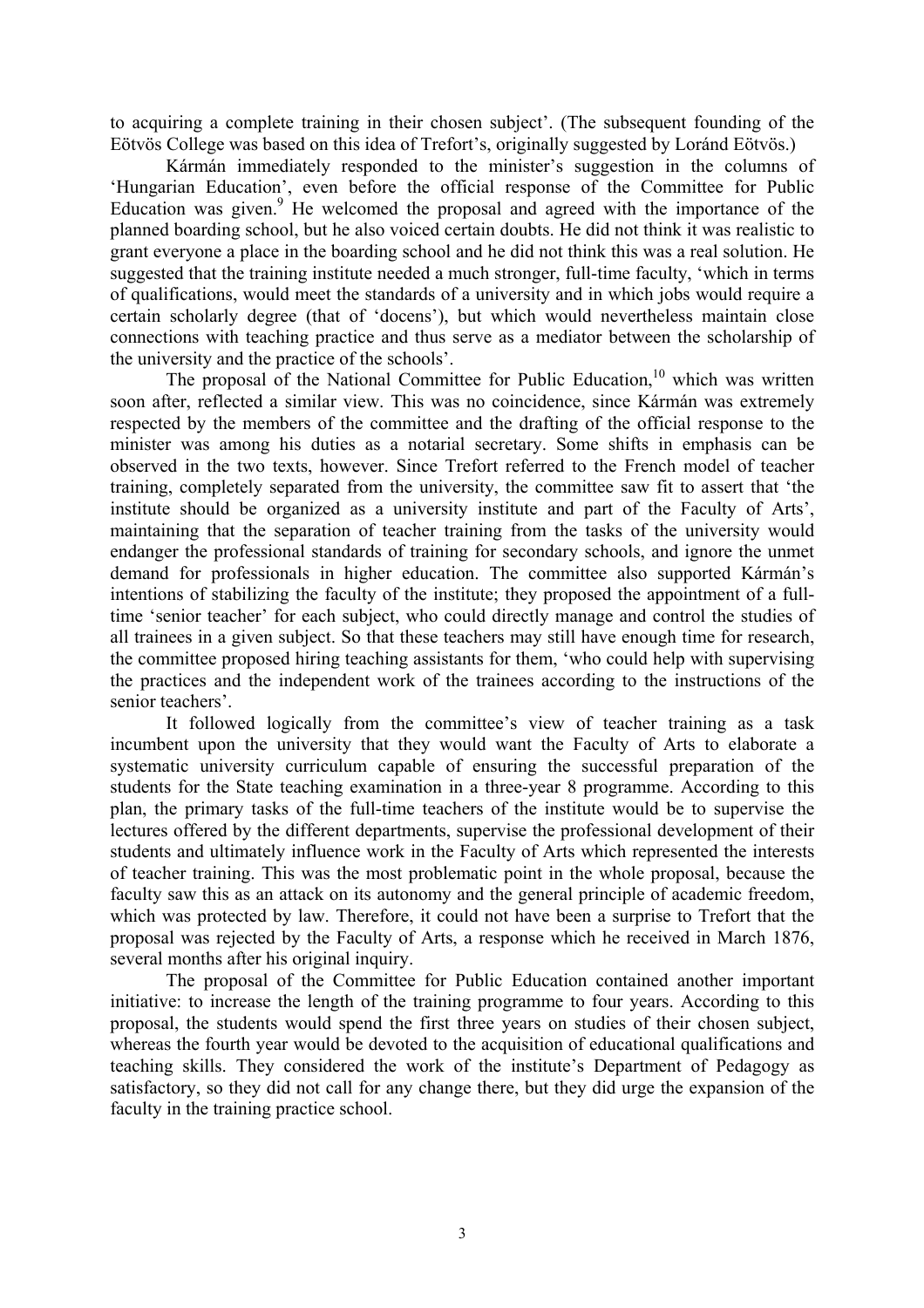to acquiring a complete training in their chosen subject'. (The subsequent founding of the Eötvös College was based on this idea of Trefort's, originally suggested by Loránd Eötvös.)

Kármán immediately responded to the minister's suggestion in the columns of 'Hungarian Education', even before the official response of the Committee for Public Education was given.[9] He welcomed the proposal and agreed with the importance of the planned boarding school, but he also voiced certain doubts. He did not think it was realistic to grant everyone a place in the boarding school and he did not think this was a real solution. He suggested that the training institute needed a much stronger, full-time faculty, 'which in terms of qualifications, would meet the standards of a university and in which jobs would require a certain scholarly degree (that of 'docens'), but which would nevertheless maintain close connections with teaching practice and thus serve as a mediator between the scholarship of the university and the practice of the schools'.

The proposal of the National Committee for Public Education,[10] which was written soon after, reflected a similar view. This was no coincidence, since Kármán was extremely respected by the members of the committee and the drafting of the official response to the minister was among his duties as a notarial secretary. Some shifts in emphasis can be observed in the two texts, however. Since Trefort referred to the French model of teacher training, completely separated from the university, the committee saw fit to assert that 'the institute should be organized as a university institute and part of the Faculty of Arts', maintaining that the separation of teacher training from the tasks of the university would endanger the professional standards of training for secondary schools, and ignore the unmet demand for professionals in higher education. The committee also supported Kármán's intentions of stabilizing the faculty of the institute; they proposed the appointment of a full-time 'senior teacher' for each subject, who could directly manage and control the studies of all trainees in a given subject. So that these teachers may still have enough time for research, the committee proposed hiring teaching assistants for them, 'who could help with supervising the practices and the independent work of the trainees according to the instructions of the senior teachers'.

It followed logically from the committee's view of teacher training as a task incumbent upon the university that they would want the Faculty of Arts to elaborate a systematic university curriculum capable of ensuring the successful preparation of the students for the State teaching examination in a three-year 8 programme. According to this plan, the primary tasks of the full-time teachers of the institute would be to supervise the lectures offered by the different departments, supervise the professional development of their students and ultimately influence work in the Faculty of Arts which represented the interests of teacher training. This was the most problematic point in the whole proposal, because the faculty saw this as an attack on its autonomy and the general principle of academic freedom, which was protected by law. Therefore, it could not have been a surprise to Trefort that the proposal was rejected by the Faculty of Arts, a response which he received in March 1876, several months after his original inquiry.

The proposal of the Committee for Public Education contained another important initiative: to increase the length of the training programme to four years. According to this proposal, the students would spend the first three years on studies of their chosen subject, whereas the fourth year would be devoted to the acquisition of educational qualifications and teaching skills. They considered the work of the institute's Department of Pedagogy as satisfactory, so they did not call for any change there, but they did urge the expansion of the faculty in the training practice school.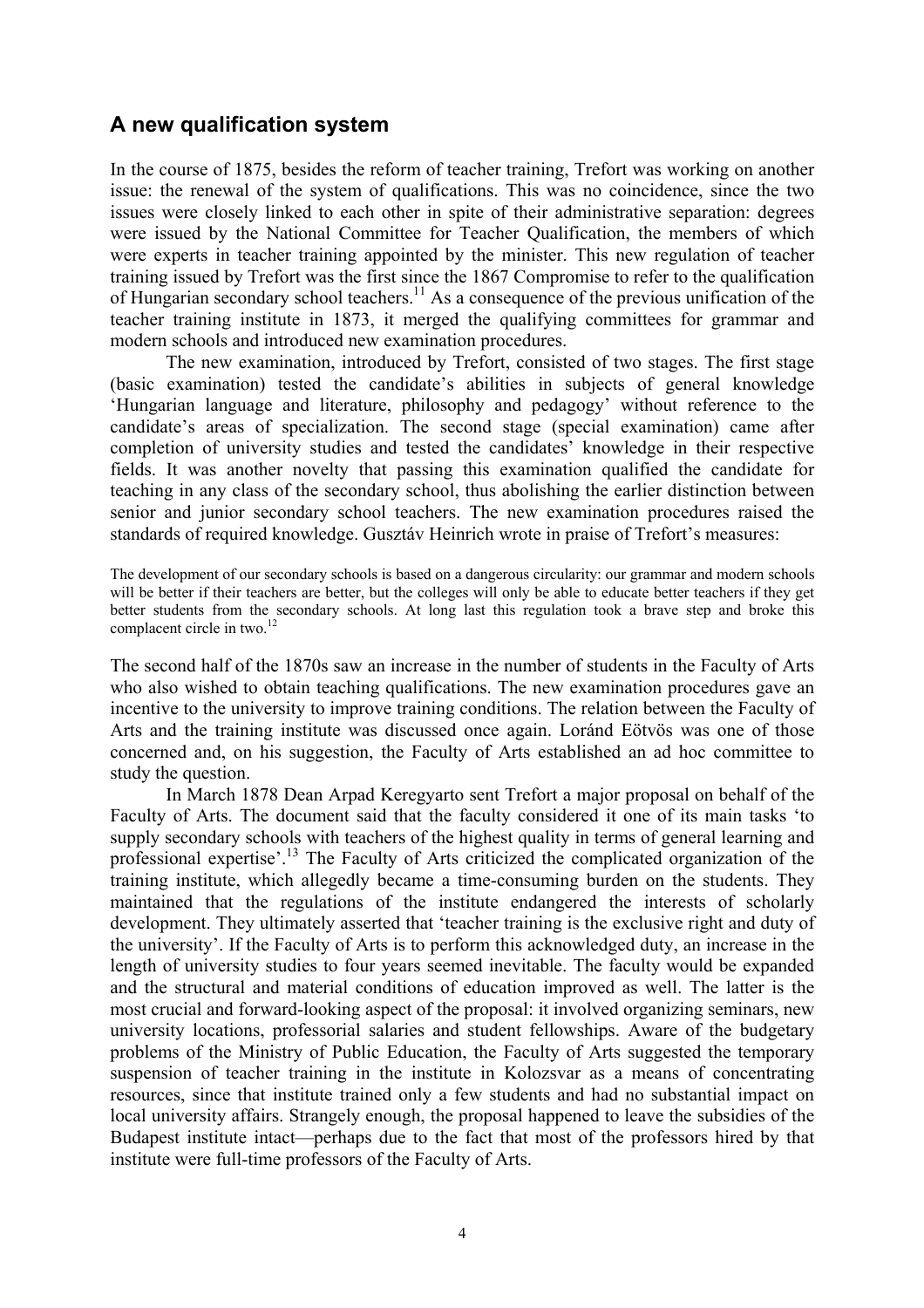## A new qualification system

In the course of 1875, besides the reform of teacher training, Trefort was working on another issue: the renewal of the system of qualifications. This was no coincidence, since the two issues were closely linked to each other in spite of their administrative separation: degrees were issued by the National Committee for Teacher Qualification, the members of which were experts in teacher training appointed by the minister. This new regulation of teacher training issued by Trefort was the first since the 1867 Compromise to refer to the qualification of Hungarian secondary school teachers.[11] As a consequence of the previous unification of the teacher training institute in 1873, it merged the qualifying committees for grammar and modern schools and introduced new examination procedures.

The new examination, introduced by Trefort, consisted of two stages. The first stage (basic examination) tested the candidate's abilities in subjects of general knowledge 'Hungarian language and literature, philosophy and pedagogy' without reference to the candidate's areas of specialization. The second stage (special examination) came after completion of university studies and tested the candidates' knowledge in their respective fields. It was another novelty that passing this examination qualified the candidate for teaching in any class of the secondary school, thus abolishing the earlier distinction between senior and junior secondary school teachers. The new examination procedures raised the standards of required knowledge. Gusztáv Heinrich wrote in praise of Trefort's measures:

> The development of our secondary schools is based on a dangerous circularity: our grammar and modern schools will be better if their teachers are better, but the colleges will only be able to educate better teachers if they get better students from the secondary schools. At long last this regulation took a brave step and broke this complacent circle in two.[12]

The second half of the 1870s saw an increase in the number of students in the Faculty of Arts who also wished to obtain teaching qualifications. The new examination procedures gave an incentive to the university to improve training conditions. The relation between the Faculty of Arts and the training institute was discussed once again. Loránd Eötvös was one of those concerned and, on his suggestion, the Faculty of Arts established an ad hoc committee to study the question.

In March 1878 Dean Arpad Keregyarto sent Trefort a major proposal on behalf of the Faculty of Arts. The document said that the faculty considered it one of its main tasks 'to supply secondary schools with teachers of the highest quality in terms of general learning and professional expertise'.[13] The Faculty of Arts criticized the complicated organization of the training institute, which allegedly became a time-consuming burden on the students. They maintained that the regulations of the institute endangered the interests of scholarly development. They ultimately asserted that 'teacher training is the exclusive right and duty of the university'. If the Faculty of Arts is to perform this acknowledged duty, an increase in the length of university studies to four years seemed inevitable. The faculty would be expanded and the structural and material conditions of education improved as well. The latter is the most crucial and forward-looking aspect of the proposal: it involved organizing seminars, new university locations, professorial salaries and student fellowships. Aware of the budgetary problems of the Ministry of Public Education, the Faculty of Arts suggested the temporary suspension of teacher training in the institute in Kolozsvar as a means of concentrating resources, since that institute trained only a few students and had no substantial impact on local university affairs. Strangely enough, the proposal happened to leave the subsidies of the Budapest institute intact—perhaps due to the fact that most of the professors hired by that institute were full-time professors of the Faculty of Arts.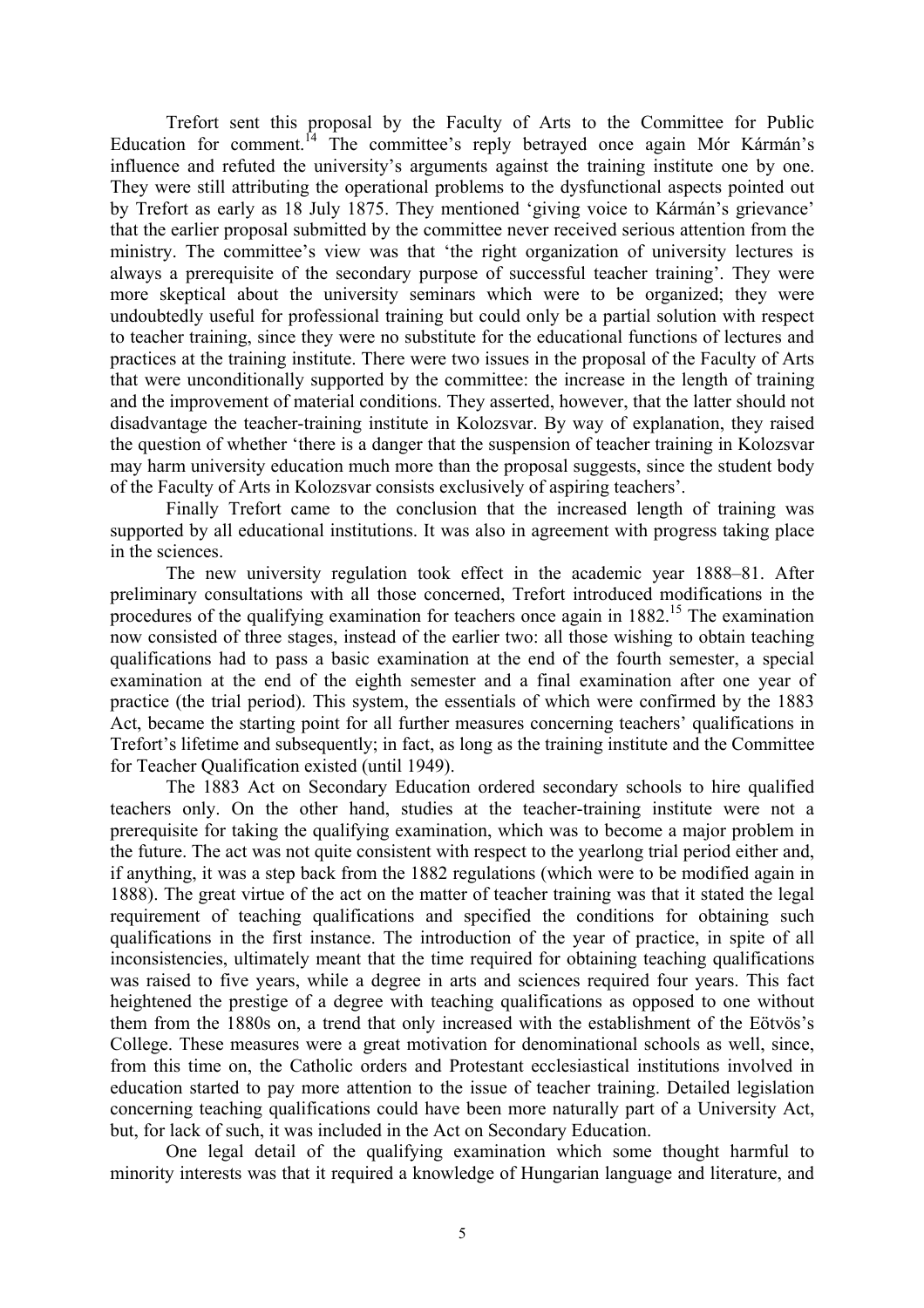Trefort sent this proposal by the Faculty of Arts to the Committee for Public Education for comment.[14] The committee's reply betrayed once again Mór Kármán's influence and refuted the university's arguments against the training institute one by one. They were still attributing the operational problems to the dysfunctional aspects pointed out by Trefort as early as 18 July 1875. They mentioned 'giving voice to Kármán's grievance' that the earlier proposal submitted by the committee never received serious attention from the ministry. The committee's view was that 'the right organization of university lectures is always a prerequisite of the secondary purpose of successful teacher training'. They were more skeptical about the university seminars which were to be organized; they were undoubtedly useful for professional training but could only be a partial solution with respect to teacher training, since they were no substitute for the educational functions of lectures and practices at the training institute. There were two issues in the proposal of the Faculty of Arts that were unconditionally supported by the committee: the increase in the length of training and the improvement of material conditions. They asserted, however, that the latter should not disadvantage the teacher-training institute in Kolozsvar. By way of explanation, they raised the question of whether 'there is a danger that the suspension of teacher training in Kolozsvar may harm university education much more than the proposal suggests, since the student body of the Faculty of Arts in Kolozsvar consists exclusively of aspiring teachers'.

Finally Trefort came to the conclusion that the increased length of training was supported by all educational institutions. It was also in agreement with progress taking place in the sciences.

The new university regulation took effect in the academic year 1888–81. After preliminary consultations with all those concerned, Trefort introduced modifications in the procedures of the qualifying examination for teachers once again in 1882.[15] The examination now consisted of three stages, instead of the earlier two: all those wishing to obtain teaching qualifications had to pass a basic examination at the end of the fourth semester, a special examination at the end of the eighth semester and a final examination after one year of practice (the trial period). This system, the essentials of which were confirmed by the 1883 Act, became the starting point for all further measures concerning teachers' qualifications in Trefort's lifetime and subsequently; in fact, as long as the training institute and the Committee for Teacher Qualification existed (until 1949).

The 1883 Act on Secondary Education ordered secondary schools to hire qualified teachers only. On the other hand, studies at the teacher-training institute were not a prerequisite for taking the qualifying examination, which was to become a major problem in the future. The act was not quite consistent with respect to the yearlong trial period either and, if anything, it was a step back from the 1882 regulations (which were to be modified again in 1888). The great virtue of the act on the matter of teacher training was that it stated the legal requirement of teaching qualifications and specified the conditions for obtaining such qualifications in the first instance. The introduction of the year of practice, in spite of all inconsistencies, ultimately meant that the time required for obtaining teaching qualifications was raised to five years, while a degree in arts and sciences required four years. This fact heightened the prestige of a degree with teaching qualifications as opposed to one without them from the 1880s on, a trend that only increased with the establishment of the Eötvös's College. These measures were a great motivation for denominational schools as well, since, from this time on, the Catholic orders and Protestant ecclesiastical institutions involved in education started to pay more attention to the issue of teacher training. Detailed legislation concerning teaching qualifications could have been more naturally part of a University Act, but, for lack of such, it was included in the Act on Secondary Education.

One legal detail of the qualifying examination which some thought harmful to minority interests was that it required a knowledge of Hungarian language and literature, and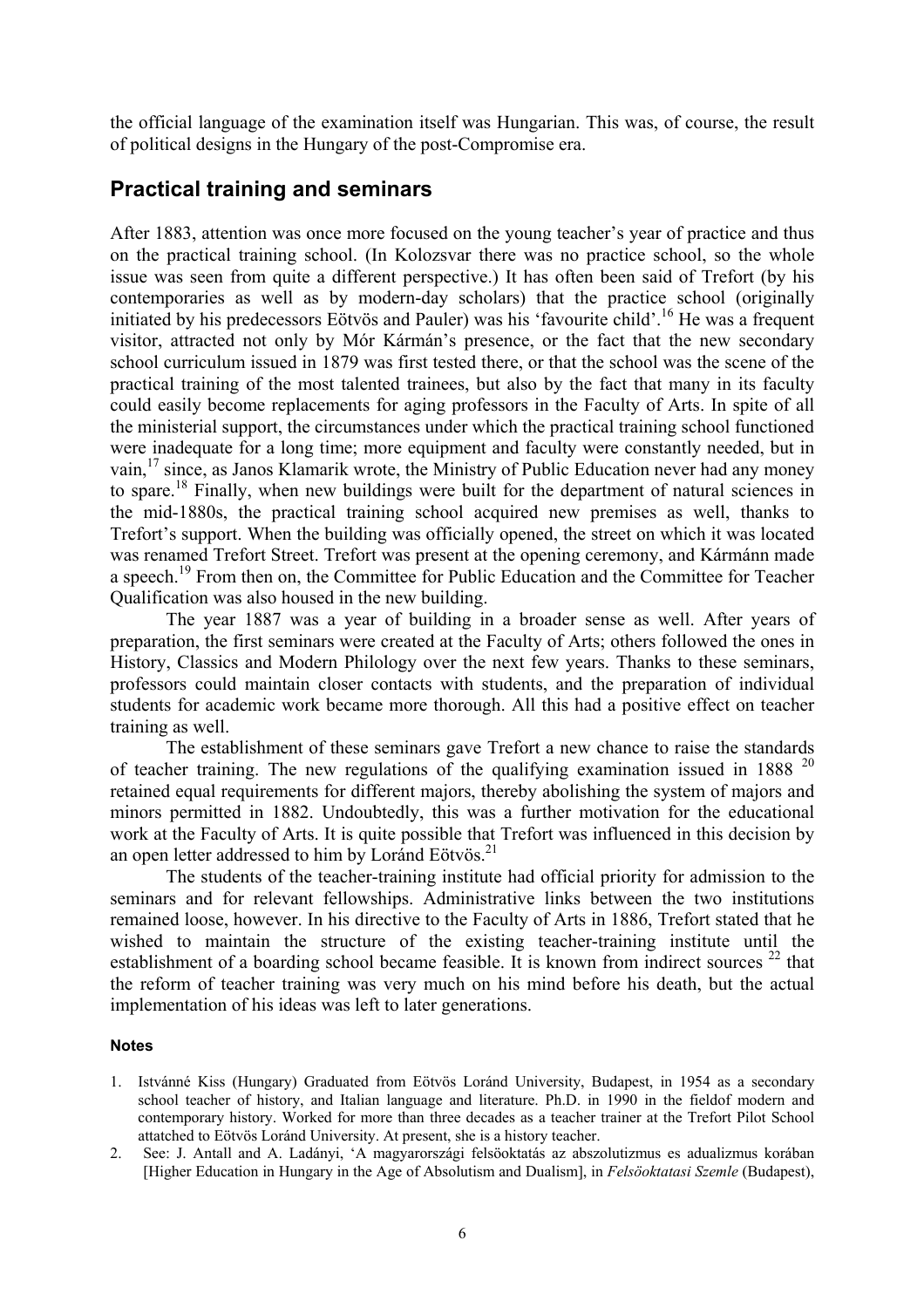the official language of the examination itself was Hungarian. This was, of course, the result of political designs in the Hungary of the post-Compromise era.

## Practical training and seminars

After 1883, attention was once more focused on the young teacher's year of practice and thus on the practical training school. (In Kolozsvar there was no practice school, so the whole issue was seen from quite a different perspective.) It has often been said of Trefort (by his contemporaries as well as by modern-day scholars) that the practice school (originally initiated by his predecessors Eötvös and Pauler) was his 'favourite child'.[16] He was a frequent visitor, attracted not only by Mór Kármán's presence, or the fact that the new secondary school curriculum issued in 1879 was first tested there, or that the school was the scene of the practical training of the most talented trainees, but also by the fact that many in its faculty could easily become replacements for aging professors in the Faculty of Arts. In spite of all the ministerial support, the circumstances under which the practical training school functioned were inadequate for a long time; more equipment and faculty were constantly needed, but in vain,[17] since, as Janos Klamarik wrote, the Ministry of Public Education never had any money to spare.[18] Finally, when new buildings were built for the department of natural sciences in the mid-1880s, the practical training school acquired new premises as well, thanks to Trefort's support. When the building was officially opened, the street on which it was located was renamed Trefort Street. Trefort was present at the opening ceremony, and Kármánn made a speech.[19] From then on, the Committee for Public Education and the Committee for Teacher Qualification was also housed in the new building.

The year 1887 was a year of building in a broader sense as well. After years of preparation, the first seminars were created at the Faculty of Arts; others followed the ones in History, Classics and Modern Philology over the next few years. Thanks to these seminars, professors could maintain closer contacts with students, and the preparation of individual students for academic work became more thorough. All this had a positive effect on teacher training as well.

The establishment of these seminars gave Trefort a new chance to raise the standards of teacher training. The new regulations of the qualifying examination issued in 1888 [20] retained equal requirements for different majors, thereby abolishing the system of majors and minors permitted in 1882. Undoubtedly, this was a further motivation for the educational work at the Faculty of Arts. It is quite possible that Trefort was influenced in this decision by an open letter addressed to him by Loránd Eötvös.[21]

The students of the teacher-training institute had official priority for admission to the seminars and for relevant fellowships. Administrative links between the two institutions remained loose, however. In his directive to the Faculty of Arts in 1886, Trefort stated that he wished to maintain the structure of the existing teacher-training institute until the establishment of a boarding school became feasible. It is known from indirect sources [22] that the reform of teacher training was very much on his mind before his death, but the actual implementation of his ideas was left to later generations.

#### Notes

1. Istvánné Kiss (Hungary) Graduated from Eötvös Loránd University, Budapest, in 1954 as a secondary school teacher of history, and Italian language and literature. Ph.D. in 1990 in the fieldof modern and contemporary history. Worked for more than three decades as a teacher trainer at the Trefort Pilot School attatched to Eötvös Loránd University. At present, she is a history teacher.
2. See: J. Antall and A. Ladányi, 'A magyarországi felsöoktatás az abszolutizmus es adualizmus korában [Higher Education in Hungary in the Age of Absolutism and Dualism], in *Felsöoktatasi Szemle* (Budapest),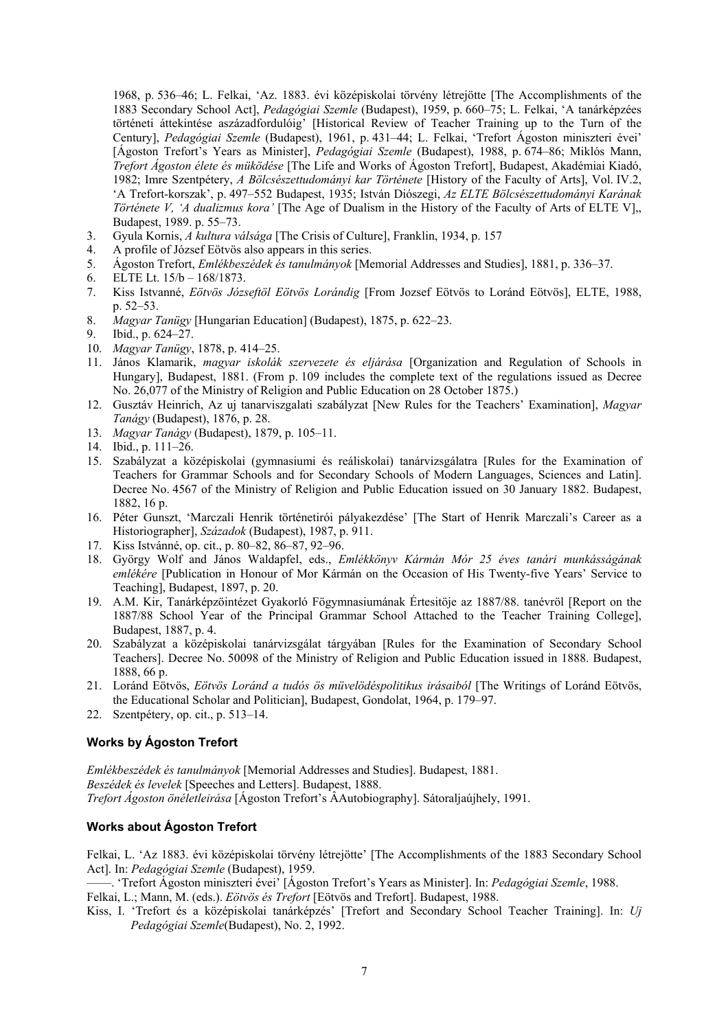1968, p. 536–46; L. Felkai, 'Az. 1883. évi középiskolai törvény létrejötte [The Accomplishments of the 1883 Secondary School Act], *Pedagógiai Szemle* (Budapest), 1959, p. 660–75; L. Felkai, 'A tanárképzées történeti áttekintése aszázadfordulóig' [Historical Review of Teacher Training up to the Turn of the Century], *Pedagógiai Szemle* (Budapest), 1961, p. 431–44; L. Felkai, 'Trefort Ágoston miniszteri évei' [Ágoston Trefort's Years as Minister], *Pedagógiai Szemle* (Budapest), 1988, p. 674–86; Miklós Mann, *Trefort Ágoston élete és müködése* [The Life and Works of Ágoston Trefort], Budapest, Akadémiai Kiadó, 1982; Imre Szentpétery, *A Bölcsészettudományi kar Története* [History of the Faculty of Arts], Vol. IV.2, 'A Trefort-korszak', p. 497–552 Budapest, 1935; István Diószegi, *Az ELTE Bölcsészettudományi Karának Története V, 'A dualizmus kora'* [The Age of Dualism in the History of the Faculty of Arts of ELTE V],, Budapest, 1989. p. 55–73.
3. Gyula Kornis, *A kultura válsága* [The Crisis of Culture], Franklin, 1934, p. 157
4. A profile of József Eötvös also appears in this series.
5. Ágoston Trefort, *Emlékbeszédek és tanulmányok* [Memorial Addresses and Studies], 1881, p. 336–37.
6. ELTE Lt. 15/b – 168/1873.
7. Kiss Istvanné, *Eötvös Józseftöl Eötvös Lorándig* [From Jozsef Eötvös to Loránd Eötvös], ELTE, 1988, p. 52–53.
8. *Magyar Tanügy* [Hungarian Education] (Budapest), 1875, p. 622–23.
9. Ibid., p. 624–27.
10. *Magyar Tanügy*, 1878, p. 414–25.
11. János Klamarik, *magyar iskolák szervezete és eljárása* [Organization and Regulation of Schools in Hungary], Budapest, 1881. (From p. 109 includes the complete text of the regulations issued as Decree No. 26,077 of the Ministry of Religion and Public Education on 28 October 1875.)
12. Gusztáv Heinrich, Az uj tanarviszgalati szabályzat [New Rules for the Teachers' Examination], *Magyar Tanágy* (Budapest), 1876, p. 28.
13. *Magyar Tanágy* (Budapest), 1879, p. 105–11.
14. Ibid., p. 111–26.
15. Szabályzat a középiskolai (gymnasiumi és reáliskolai) tanárvizsgálatra [Rules for the Examination of Teachers for Grammar Schools and for Secondary Schools of Modern Languages, Sciences and Latin]. Decree No. 4567 of the Ministry of Religion and Public Education issued on 30 January 1882. Budapest, 1882, 16 p.
16. Péter Gunszt, 'Marczali Henrik történetirói pályakezdése' [The Start of Henrik Marczali's Career as a Historiographer], *Századok* (Budapest), 1987, p. 911.
17. Kiss Istvánné, op. cit., p. 80–82, 86–87, 92–96.
18. György Wolf and János Waldapfel, eds., *Emlékkönyv Kármán Mór 25 éves tanári munkásságának emlékére* [Publication in Honour of Mor Kármán on the Occasion of His Twenty-five Years' Service to Teaching], Budapest, 1897, p. 20.
19. A.M. Kir, Tanárképzöintézet Gyakorló Fögymnasiumának Értesitöje az 1887/88. tanévröl [Report on the 1887/88 School Year of the Principal Grammar School Attached to the Teacher Training College], Budapest, 1887, p. 4.
20. Szabályzat a középiskolai tanárvizsgálat tárgyában [Rules for the Examination of Secondary School Teachers]. Decree No. 50098 of the Ministry of Religion and Public Education issued in 1888. Budapest, 1888, 66 p.
21. Loránd Eötvös, *Eötvös Loránd a tudós ös müvelödéspolitikus irásaiból* [The Writings of Loránd Eötvös, the Educational Scholar and Politician], Budapest, Gondolat, 1964, p. 179–97.
22. Szentpétery, op. cit., p. 513–14.

### Works by Ágoston Trefort

*Emlékbeszédek és tanulmányok* [Memorial Addresses and Studies]. Budapest, 1881.
*Beszédek és levelek* [Speeches and Letters]. Budapest, 1888.
*Trefort Ágoston önéletleirása* [Ágoston Trefort's ÂAutobiography]. Sátoraljaújhely, 1991.

### Works about Ágoston Trefort

Felkai, L. 'Az 1883. évi középiskolai törvény létrejötte' [The Accomplishments of the 1883 Secondary School Act]. In: *Pedagógiai Szemle* (Budapest), 1959.

——. 'Trefort Ágoston miniszteri évei' [Ágoston Trefort's Years as Minister]. In: *Pedagógiai Szemle*, 1988.

Felkai, L.; Mann, M. (eds.). *Eötvös és Trefort* [Eötvös and Trefort]. Budapest, 1988.

Kiss, I. 'Trefort és a középiskolai tanárképzés' [Trefort and Secondary School Teacher Training]. In: *Uj Pedagógiai Szemle*(Budapest), No. 2, 1992.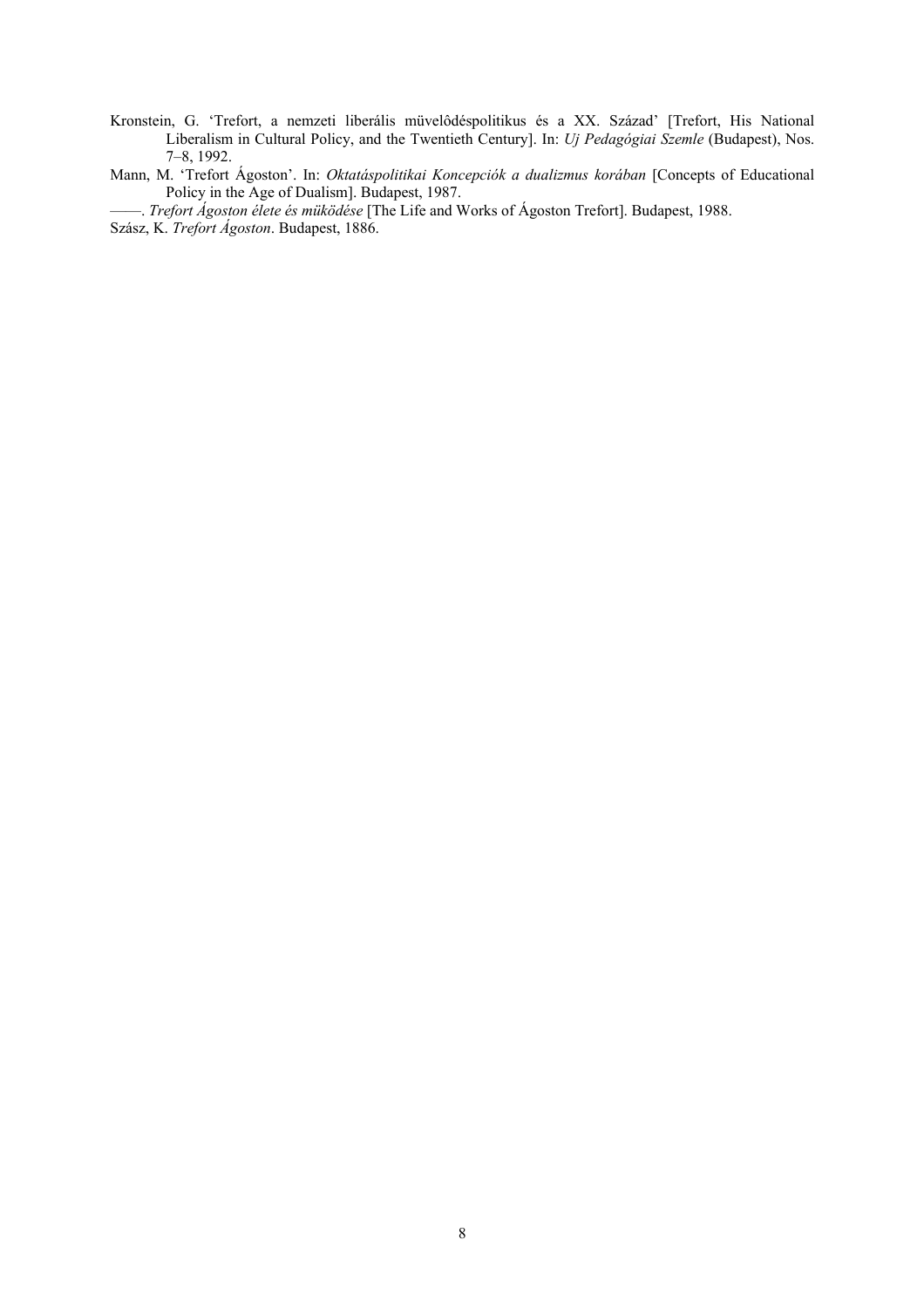Kronstein, G. 'Trefort, a nemzeti liberális müvelôdéspolitikus és a XX. Század' [Trefort, His National Liberalism in Cultural Policy, and the Twentieth Century]. In: *Uj Pedagógiai Szemle* (Budapest), Nos. 7–8, 1992.

Mann, M. 'Trefort Ágoston'. In: *Oktatáspolitikai Koncepciók a dualizmus korában* [Concepts of Educational Policy in the Age of Dualism]. Budapest, 1987.

——. *Trefort Ágoston élete és müködése* [The Life and Works of Ágoston Trefort]. Budapest, 1988.

Szász, K. *Trefort Ágoston*. Budapest, 1886.